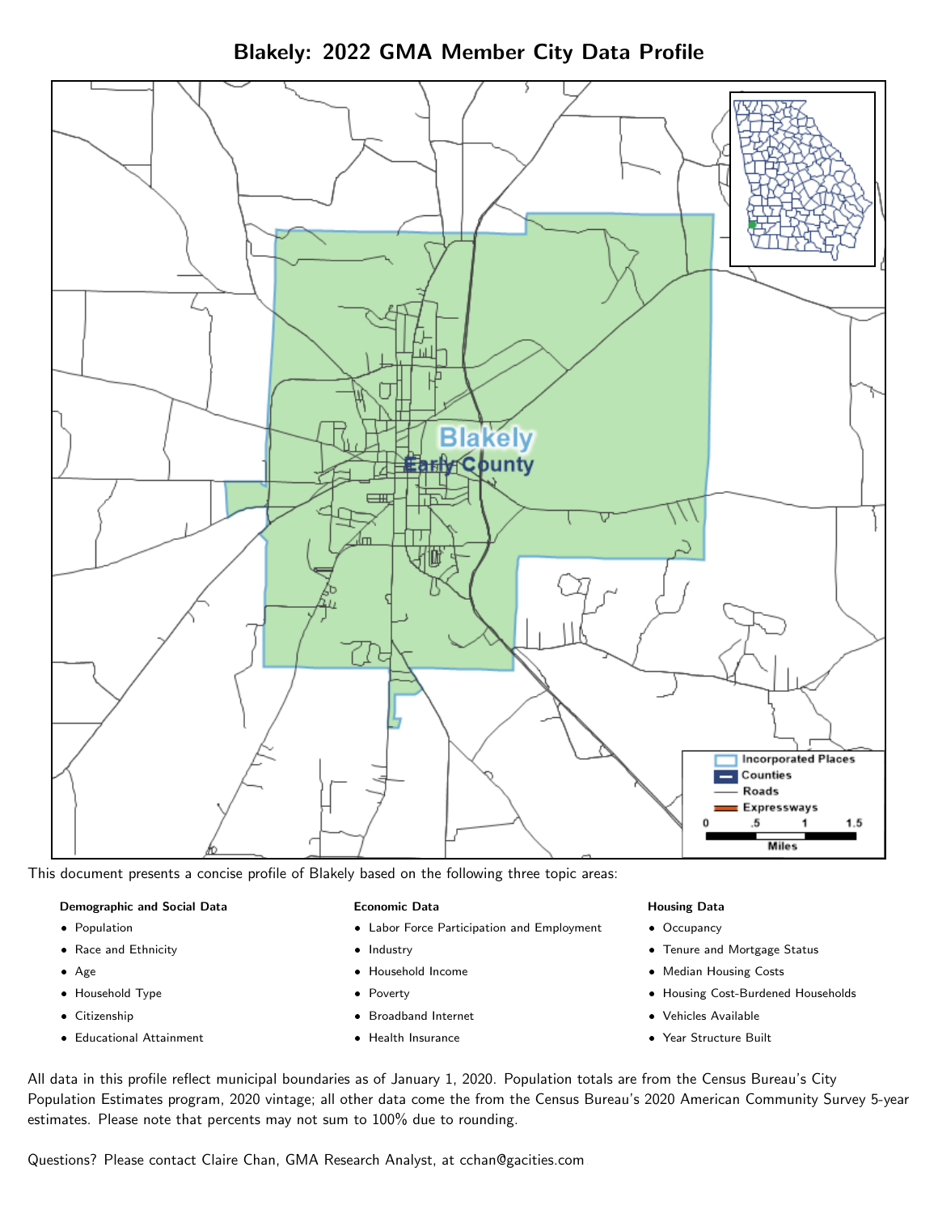# Blakely: 2022 GMA Member City Data Profile

This document presents a concise profile of Blakely based on the following three topic areas:

**Demographic and Social Data**

- Population
- Race and Ethnicity
- Age
- Household Type
- Citizenship
- Educational Attainment

**Economic Data**

- Labor Force Participation and Employment
- Industry
- Household Income
- Poverty
- Broadband Internet
- Health Insurance

**Housing Data**

- Occupancy
- Tenure and Mortgage Status
- Median Housing Costs
- Housing Cost-Burdened Households
- Vehicles Available
- Year Structure Built

All data in this profile reflect municipal boundaries as of January 1, 2020. Population totals are from the Census Bureau's City Population Estimates program, 2020 vintage; all other data come the from the Census Bureau's 2020 American Community Survey 5-year estimates. Please note that percents may not sum to 100% due to rounding.

Questions? Please contact Claire Chan, GMA Research Analyst, at cchan@gacities.com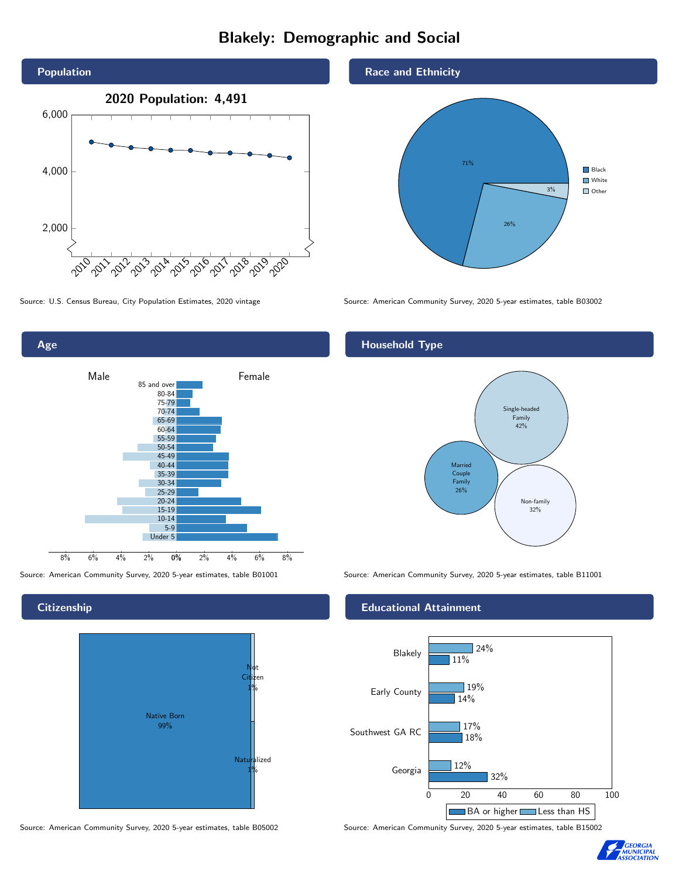# Blakely: Demographic and Social

## Population

**2020 Population: 4,491**

Source: U.S. Census Bureau, City Population Estimates, 2020 vintage

## Race and Ethnicity

| Race | Percent |
|---|---|
| Black | 71% |
| White | 26% |
| Other | 3% |

Source: American Community Survey, 2020 5-year estimates, table B03002

## Age

Source: American Community Survey, 2020 5-year estimates, table B01001

## Household Type

| Household Type | Percent |
|---|---|
| Single-headed Family | 42% |
| Married Couple Family | 26% |
| Non-family | 32% |

Source: American Community Survey, 2020 5-year estimates, table B11001

## Citizenship

| Citizenship | Percent |
|---|---|
| Native Born | 99% |
| Not Citizen | 1% |
| Naturalized | 1% |

Source: American Community Survey, 2020 5-year estimates, table B05002

## Educational Attainment

| Area | Less than HS | BA or higher |
|---|---|---|
| Blakely | 24% | 11% |
| Early County | 19% | 14% |
| Southwest GA RC | 17% | 18% |
| Georgia | 12% | 32% |

Source: American Community Survey, 2020 5-year estimates, table B15002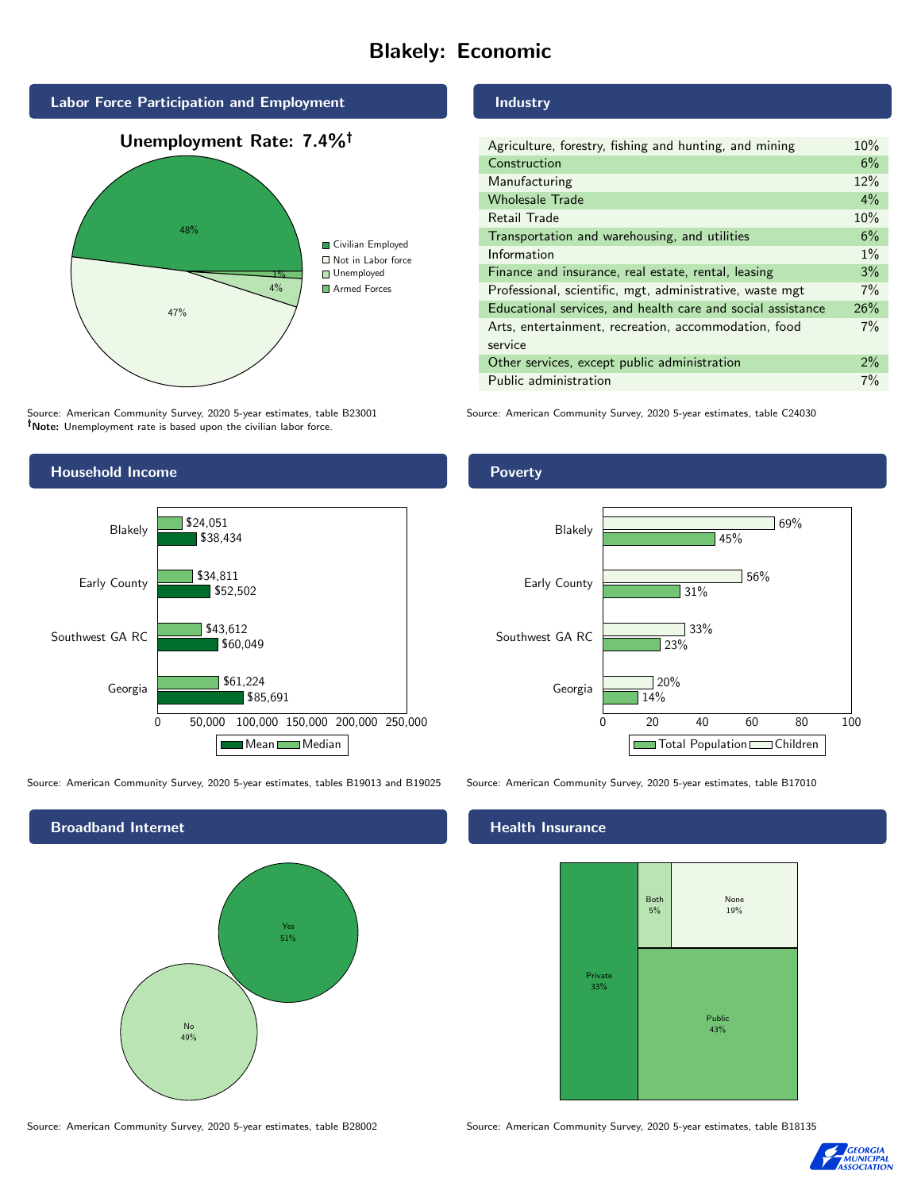# Blakely: Economic

## Labor Force Participation and Employment

**Unemployment Rate: 7.4%†**

| Category | Percent |
|---|---|
| Civilian Employed | 48% |
| Not in Labor force | 47% |
| Unemployed | 4% |
| Armed Forces | 1% |

Source: American Community Survey, 2020 5-year estimates, table B23001
**†Note:** Unemployment rate is based upon the civilian labor force.

## Industry

| Industry | Percent |
|---|---|
| Agriculture, forestry, fishing and hunting, and mining | 10% |
| Construction | 6% |
| Manufacturing | 12% |
| Wholesale Trade | 4% |
| Retail Trade | 10% |
| Transportation and warehousing, and utilities | 6% |
| Information | 1% |
| Finance and insurance, real estate, rental, leasing | 3% |
| Professional, scientific, mgt, administrative, waste mgt | 7% |
| Educational services, and health care and social assistance | 26% |
| Arts, entertainment, recreation, accommodation, food service | 7% |
| Other services, except public administration | 2% |
| Public administration | 7% |

Source: American Community Survey, 2020 5-year estimates, table C24030

## Household Income

| Area | Median | Mean |
|---|---|---|
| Blakely | $24,051 | $38,434 |
| Early County | $34,811 | $52,502 |
| Southwest GA RC | $43,612 | $60,049 |
| Georgia | $61,224 | $85,691 |

Source: American Community Survey, 2020 5-year estimates, tables B19013 and B19025

## Poverty

| Area | Children | Total Population |
|---|---|---|
| Blakely | 69% | 45% |
| Early County | 56% | 31% |
| Southwest GA RC | 33% | 23% |
| Georgia | 20% | 14% |

Source: American Community Survey, 2020 5-year estimates, table B17010

## Broadband Internet

| Response | Percent |
|---|---|
| Yes | 51% |
| No | 49% |

Source: American Community Survey, 2020 5-year estimates, table B28002

## Health Insurance

| Type | Percent |
|---|---|
| Private | 33% |
| Both | 5% |
| None | 19% |
| Public | 43% |

Source: American Community Survey, 2020 5-year estimates, table B18135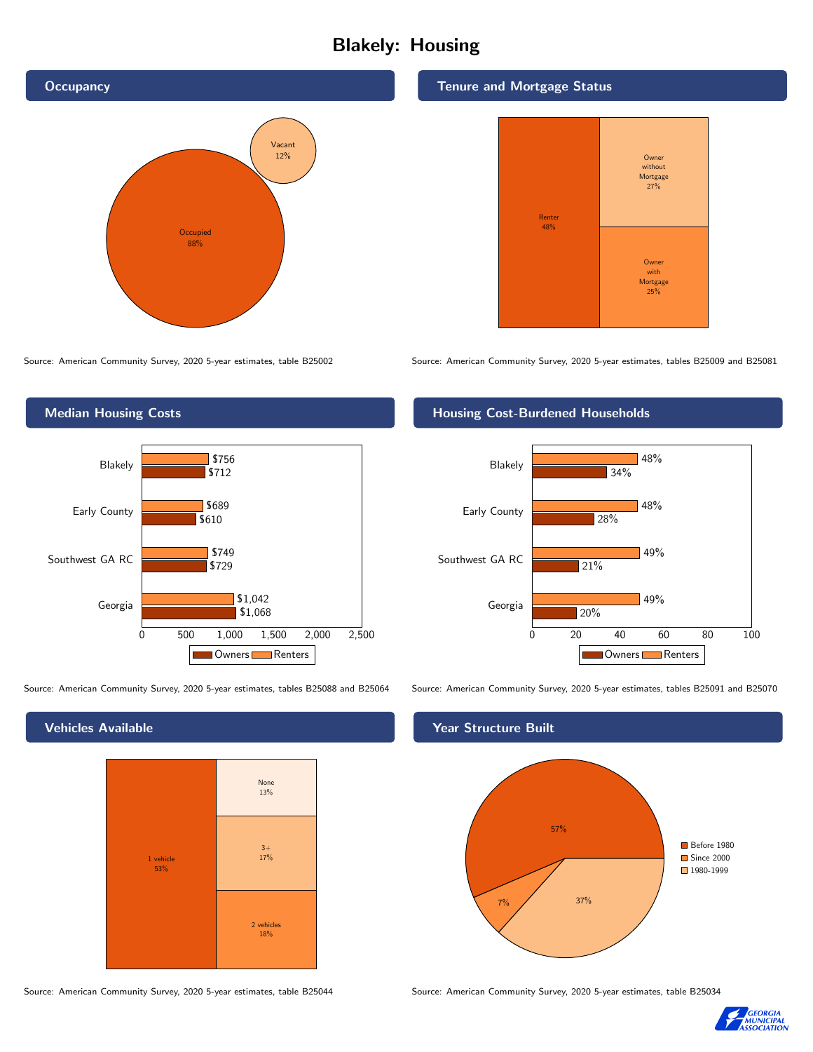# Blakely: Housing

## Occupancy

Vacant
12%

Occupied
88%

Source: American Community Survey, 2020 5-year estimates, table B25002

## Tenure and Mortgage Status

Renter
48%

Owner without Mortgage
27%

Owner with Mortgage
25%

Source: American Community Survey, 2020 5-year estimates, tables B25009 and B25081

## Median Housing Costs

Blakely
$756
$712

Early County
$689
$610

Southwest GA RC
$749
$729

Georgia
$1,042
$1,068

0 500 1,000 1,500 2,000 2,500

Owners Renters

Source: American Community Survey, 2020 5-year estimates, tables B25088 and B25064

## Housing Cost-Burdened Households

Blakely
48%
34%

Early County
48%
28%

Southwest GA RC
49%
21%

Georgia
49%
20%

0 20 40 60 80 100

Owners Renters

Source: American Community Survey, 2020 5-year estimates, tables B25091 and B25070

## Vehicles Available

1 vehicle
53%

None
13%

3+
17%

2 vehicles
18%

Source: American Community Survey, 2020 5-year estimates, table B25044

## Year Structure Built

57%
7%
37%

Before 1980
Since 2000
1980-1999

Source: American Community Survey, 2020 5-year estimates, table B25034